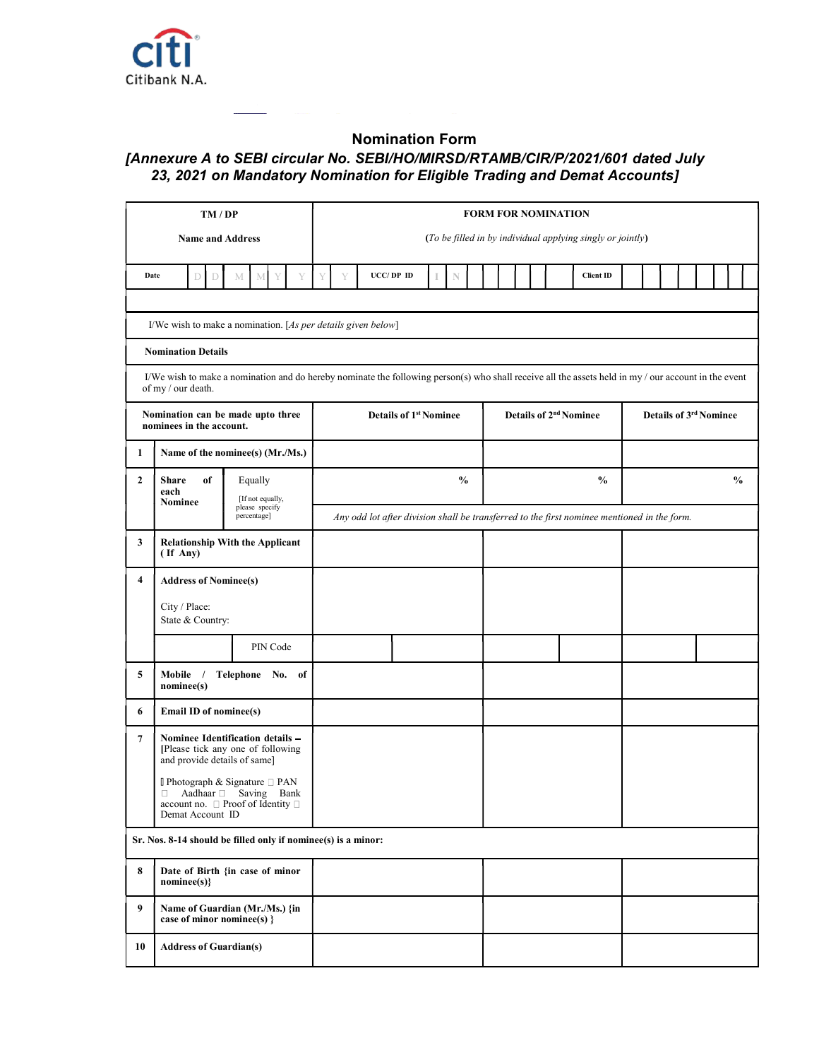Citibank N.A.

# Nomination Form

## *[Annexure A to SEBI circular No. SEBI/HO/MIRSD/RTAMB/CIR/P/2021/601 dated July 23, 2021 on Mandatory Nomination for Eligible Trading and Demat Accounts]*

| TM / DP Name and Address | FORM FOR NOMINATION *(To be filled in by individual applying singly or jointly)* |
|---|---|
| Date D D M M Y Y Y Y | UCC/ DP ID I N &nbsp;&nbsp;&nbsp; Client ID |

I/We wish to make a nomination. [*As per details given below*]

**Nomination Details**

I/We wish to make a nomination and do hereby nominate the following person(s) who shall receive all the assets held in my / our account in the event of my / our death.

| | **Nomination can be made upto three nominees in the account.** | **Details of 1st Nominee** | **Details of 2nd Nominee** | **Details of 3rd Nominee** |
|---|---|---|---|---|
| 1 | **Name of the nominee(s) (Mr./Ms.)** | | | |
| 2 | **Share of each Nominee** — Equally [If not equally, please specify percentage] | % | % | % |
| | | *Any odd lot after division shall be transferred to the first nominee mentioned in the form.* | | |
| 3 | **Relationship With the Applicant ( If Any)** | | | |
| 4 | **Address of Nominee(s)** City / Place: State & Country: | | | |
| | PIN Code | | | |
| 5 | **Mobile / Telephone No. of nominee(s)** | | | |
| 6 | **Email ID of nominee(s)** | | | |
| 7 | **Nominee Identification details –** [Please tick any one of following and provide details of same] ☐ Photograph & Signature ☐ PAN ☐ Aadhaar ☐ Saving Bank account no. ☐ Proof of Identity ☐ Demat Account ID | | | |
| | **Sr. Nos. 8-14 should be filled only if nominee(s) is a minor:** | | | |
| 8 | **Date of Birth {in case of minor nominee(s)}** | | | |
| 9 | **Name of Guardian (Mr./Ms.) {in case of minor nominee(s) }** | | | |
| 10 | **Address of Guardian(s)** | | | |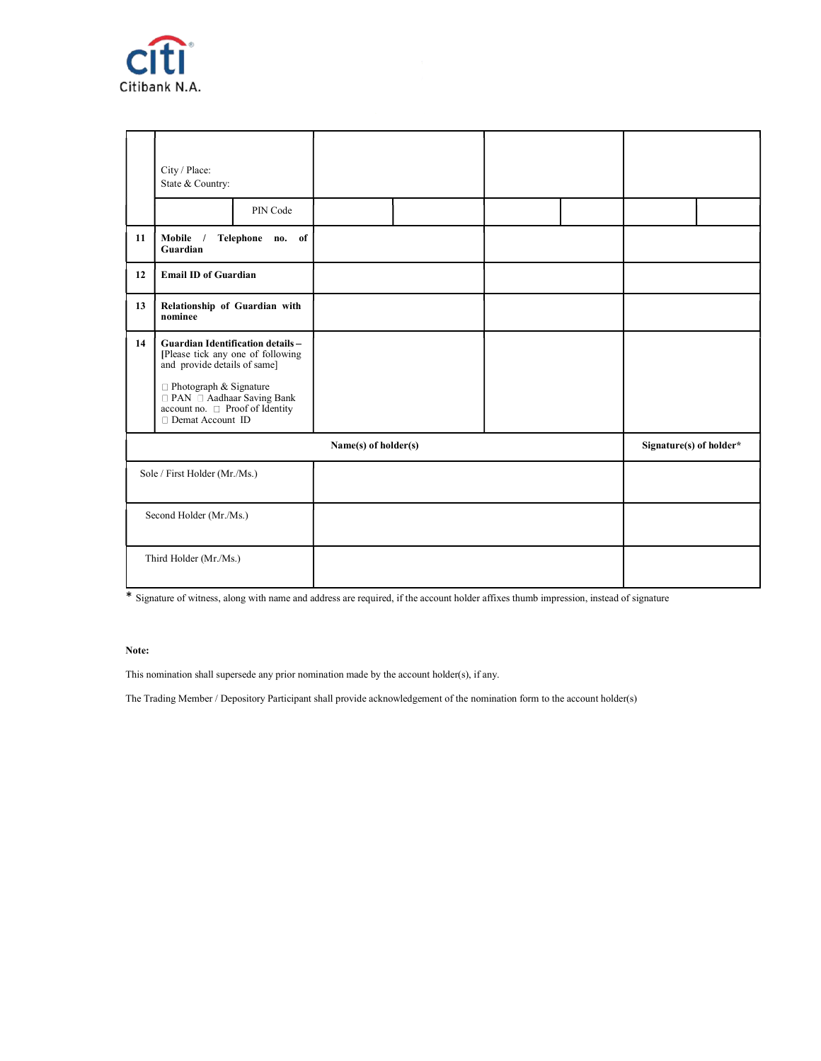| | | | | |
|---|---|---|---|---|
| | City / Place:<br>State & Country: | | | |
| | PIN Code | | | |
| 11 | **Mobile / Telephone no. of Guardian** | | | |
| 12 | **Email ID of Guardian** | | | |
| 13 | **Relationship of Guardian with nominee** | | | |
| 14 | **Guardian Identification details – [**Please tick any one of following and provide details of same]<br><br>☐ Photograph & Signature<br>☐ PAN ☐ Aadhaar Saving Bank account no. ☐ Proof of Identity<br>☐ Demat Account ID | | | |

| | Name(s) of holder(s) | Signature(s) of holder* |
|---|---|---|
| Sole / First Holder (Mr./Ms.) | | |
| Second Holder (Mr./Ms.) | | |
| Third Holder (Mr./Ms.) | | |

* Signature of witness, along with name and address are required, if the account holder affixes thumb impression, instead of signature

**Note:**

This nomination shall supersede any prior nomination made by the account holder(s), if any.

The Trading Member / Depository Participant shall provide acknowledgement of the nomination form to the account holder(s)